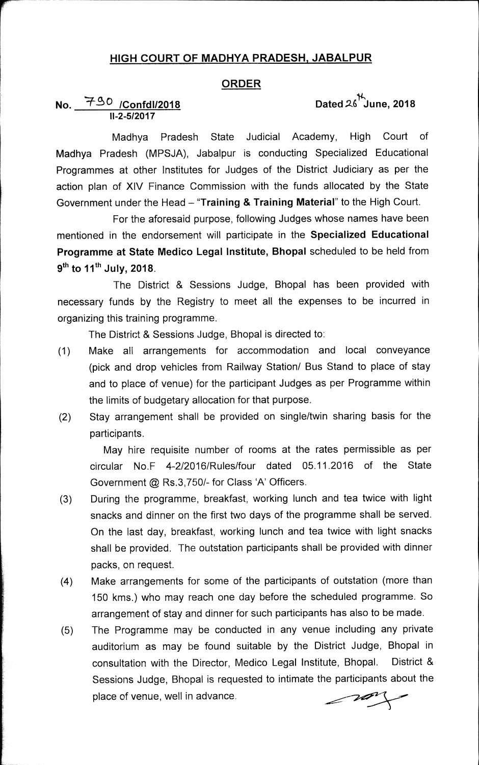# HIGH COURT OF MADHYA PRADESH, JABALPUR

## ORDER

No. 790 /Confdl/2018
II-2-5/2017

Dated 26th June, 2018

Madhya Pradesh State Judicial Academy, High Court of Madhya Pradesh (MPSJA), Jabalpur is conducting Specialized Educational Programmes at other Institutes for Judges of the District Judiciary as per the action plan of XIV Finance Commission with the funds allocated by the State Government under the Head – "**Training & Training Material**" to the High Court.

For the aforesaid purpose, following Judges whose names have been mentioned in the endorsement will participate in the **Specialized Educational Programme at State Medico Legal Institute, Bhopal** scheduled to be held from **9th to 11th July, 2018**.

The District & Sessions Judge, Bhopal has been provided with necessary funds by the Registry to meet all the expenses to be incurred in organizing this training programme.

The District & Sessions Judge, Bhopal is directed to:

(1) Make all arrangements for accommodation and local conveyance (pick and drop vehicles from Railway Station/ Bus Stand to place of stay and to place of venue) for the participant Judges as per Programme within the limits of budgetary allocation for that purpose.

(2) Stay arrangement shall be provided on single/twin sharing basis for the participants.

May hire requisite number of rooms at the rates permissible as per circular No.F 4-2/2016/Rules/four dated 05.11.2016 of the State Government @ Rs.3,750/- for Class 'A' Officers.

(3) During the programme, breakfast, working lunch and tea twice with light snacks and dinner on the first two days of the programme shall be served. On the last day, breakfast, working lunch and tea twice with light snacks shall be provided. The outstation participants shall be provided with dinner packs, on request.

(4) Make arrangements for some of the participants of outstation (more than 150 kms.) who may reach one day before the scheduled programme. So arrangement of stay and dinner for such participants has also to be made.

(5) The Programme may be conducted in any venue including any private auditorium as may be found suitable by the District Judge, Bhopal in consultation with the Director, Medico Legal Institute, Bhopal. District & Sessions Judge, Bhopal is requested to intimate the participants about the place of venue, well in advance.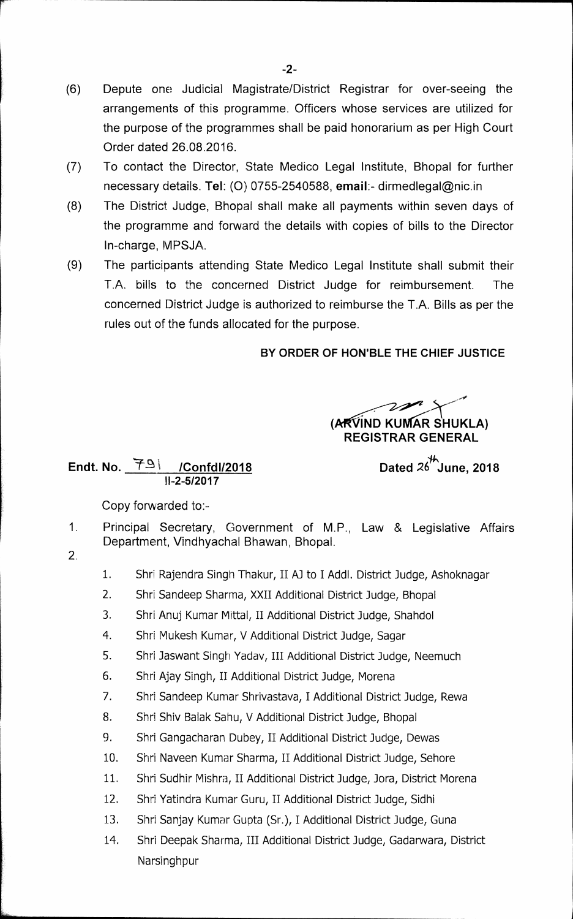(6) Depute one Judicial Magistrate/District Registrar for over-seeing the arrangements of this programme. Officers whose services are utilized for the purpose of the programmes shall be paid honorarium as per High Court Order dated 26.08.2016.

(7) To contact the Director, State Medico Legal Institute, Bhopal for further necessary details. **Tel**: (O) 0755-2540588, **email**:- dirmedlegal@nic.in

(8) The District Judge, Bhopal shall make all payments within seven days of the programme and forward the details with copies of bills to the Director In-charge, MPSJA.

(9) The participants attending State Medico Legal Institute shall submit their T.A. bills to the concerned District Judge for reimbursement. The concerned District Judge is authorized to reimburse the T.A. Bills as per the rules out of the funds allocated for the purpose.

**BY ORDER OF HON'BLE THE CHIEF JUSTICE**

**(ARVIND KUMAR SHUKLA)**
**REGISTRAR GENERAL**

**Endt. No. 791 /Confdl/2018**
**II-2-5/2017**

**Dated 26th June, 2018**

Copy forwarded to:-

1. Principal Secretary, Government of M.P., Law & Legislative Affairs Department, Vindhyachal Bhawan, Bhopal.
2.
    1. Shri Rajendra Singh Thakur, II AJ to I Addl. District Judge, Ashoknagar
    2. Shri Sandeep Sharma, XXII Additional District Judge, Bhopal
    3. Shri Anuj Kumar Mittal, II Additional District Judge, Shahdol
    4. Shri Mukesh Kumar, V Additional District Judge, Sagar
    5. Shri Jaswant Singh Yadav, III Additional District Judge, Neemuch
    6. Shri Ajay Singh, II Additional District Judge, Morena
    7. Shri Sandeep Kumar Shrivastava, I Additional District Judge, Rewa
    8. Shri Shiv Balak Sahu, V Additional District Judge, Bhopal
    9. Shri Gangacharan Dubey, II Additional District Judge, Dewas
    10. Shri Naveen Kumar Sharma, II Additional District Judge, Sehore
    11. Shri Sudhir Mishra, II Additional District Judge, Jora, District Morena
    12. Shri Yatindra Kumar Guru, II Additional District Judge, Sidhi
    13. Shri Sanjay Kumar Gupta (Sr.), I Additional District Judge, Guna
    14. Shri Deepak Sharma, III Additional District Judge, Gadarwara, District Narsinghpur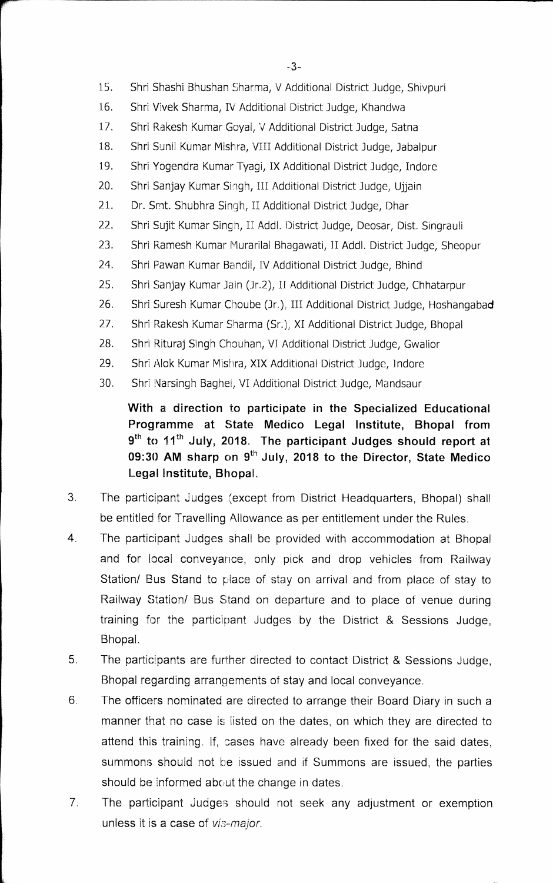15. Shri Shashi Bhushan Sharma, V Additional District Judge, Shivpuri
16. Shri Vivek Sharma, IV Additional District Judge, Khandwa
17. Shri Rakesh Kumar Goyal, V Additional District Judge, Satna
18. Shri Sunil Kumar Mishra, VIII Additional District Judge, Jabalpur
19. Shri Yogendra Kumar Tyagi, IX Additional District Judge, Indore
20. Shri Sanjay Kumar Singh, III Additional District Judge, Ujjain
21. Dr. Smt. Shubhra Singh, II Additional District Judge, Dhar
22. Shri Sujit Kumar Singh, II Addl. District Judge, Deosar, Dist. Singrauli
23. Shri Ramesh Kumar Murarilal Bhagawati, II Addl. District Judge, Sheopur
24. Shri Pawan Kumar Bandil, IV Additional District Judge, Bhind
25. Shri Sanjay Kumar Jain (Jr.2), II Additional District Judge, Chhatarpur
26. Shri Suresh Kumar Choube (Jr.), III Additional District Judge, Hoshangabad
27. Shri Rakesh Kumar Sharma (Sr.), XI Additional District Judge, Bhopal
28. Shri Rituraj Singh Chouhan, VI Additional District Judge, Gwalior
29. Shri Alok Kumar Mishra, XIX Additional District Judge, Indore
30. Shri Narsingh Baghel, VI Additional District Judge, Mandsaur

**With a direction to participate in the Specialized Educational Programme at State Medico Legal Institute, Bhopal from 9th to 11th July, 2018. The participant Judges should report at 09:30 AM sharp on 9th July, 2018 to the Director, State Medico Legal Institute, Bhopal.**

3. The participant Judges (except from District Headquarters, Bhopal) shall be entitled for Travelling Allowance as per entitlement under the Rules.

4. The participant Judges shall be provided with accommodation at Bhopal and for local conveyance, only pick and drop vehicles from Railway Station/ Bus Stand to place of stay on arrival and from place of stay to Railway Station/ Bus Stand on departure and to place of venue during training for the participant Judges by the District & Sessions Judge, Bhopal.

5. The participants are further directed to contact District & Sessions Judge, Bhopal regarding arrangements of stay and local conveyance.

6. The officers nominated are directed to arrange their Board Diary in such a manner that no case is listed on the dates, on which they are directed to attend this training. If, cases have already been fixed for the said dates, summons should not be issued and if Summons are issued, the parties should be informed about the change in dates.

7. The participant Judges should not seek any adjustment or exemption unless it is a case of *vis-major*.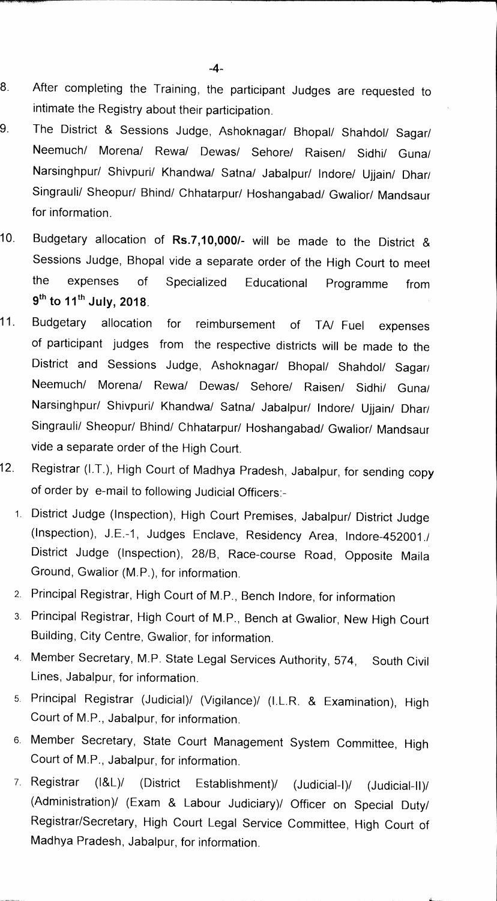8. After completing the Training, the participant Judges are requested to intimate the Registry about their participation.
9. The District & Sessions Judge, Ashoknagar/ Bhopal/ Shahdol/ Sagar/ Neemuch/ Morena/ Rewa/ Dewas/ Sehore/ Raisen/ Sidhi/ Guna/ Narsinghpur/ Shivpuri/ Khandwa/ Satna/ Jabalpur/ Indore/ Ujjain/ Dhar/ Singrauli/ Sheopur/ Bhind/ Chhatarpur/ Hoshangabad/ Gwalior/ Mandsaur for information.
10. Budgetary allocation of **Rs.7,10,000/-** will be made to the District & Sessions Judge, Bhopal vide a separate order of the High Court to meet the expenses of Specialized Educational Programme from **9th to 11th July, 2018**.
11. Budgetary allocation for reimbursement of TA/ Fuel expenses of participant judges from the respective districts will be made to the District and Sessions Judge, Ashoknagar/ Bhopal/ Shahdol/ Sagar/ Neemuch/ Morena/ Rewa/ Dewas/ Sehore/ Raisen/ Sidhi/ Guna/ Narsinghpur/ Shivpuri/ Khandwa/ Satna/ Jabalpur/ Indore/ Ujjain/ Dhar/ Singrauli/ Sheopur/ Bhind/ Chhatarpur/ Hoshangabad/ Gwalior/ Mandsaur vide a separate order of the High Court.
12. Registrar (I.T.), High Court of Madhya Pradesh, Jabalpur, for sending copy of order by e-mail to following Judicial Officers:-
    1. District Judge (Inspection), High Court Premises, Jabalpur/ District Judge (Inspection), J.E.-1, Judges Enclave, Residency Area, Indore-452001./ District Judge (Inspection), 28/B, Race-course Road, Opposite Maila Ground, Gwalior (M.P.), for information.
    2. Principal Registrar, High Court of M.P., Bench Indore, for information
    3. Principal Registrar, High Court of M.P., Bench at Gwalior, New High Court Building, City Centre, Gwalior, for information.
    4. Member Secretary, M.P. State Legal Services Authority, 574, South Civil Lines, Jabalpur, for information.
    5. Principal Registrar (Judicial)/ (Vigilance)/ (I.L.R. & Examination), High Court of M.P., Jabalpur, for information.
    6. Member Secretary, State Court Management System Committee, High Court of M.P., Jabalpur, for information.
    7. Registrar (I&L)/ (District Establishment)/ (Judicial-I)/ (Judicial-II)/ (Administration)/ (Exam & Labour Judiciary)/ Officer on Special Duty/ Registrar/Secretary, High Court Legal Service Committee, High Court of Madhya Pradesh, Jabalpur, for information.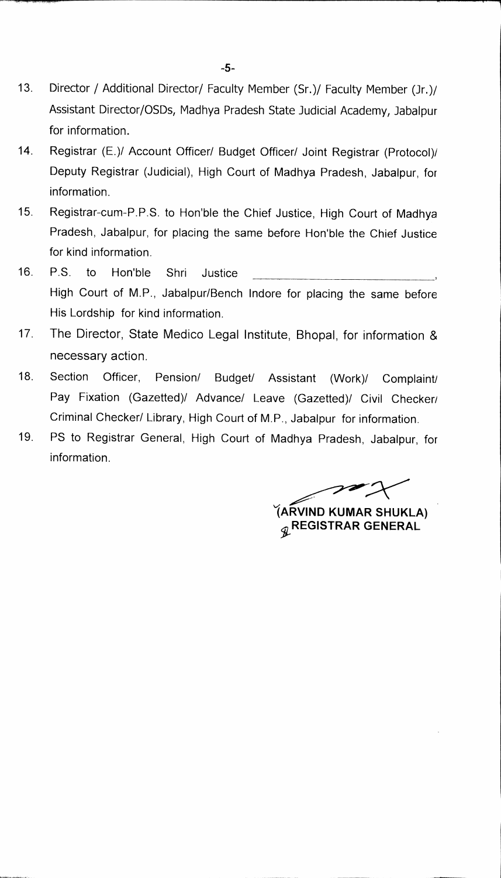13. Director / Additional Director/ Faculty Member (Sr.)/ Faculty Member (Jr.)/ Assistant Director/OSDs, Madhya Pradesh State Judicial Academy, Jabalpur for information.
14. Registrar (E.)/ Account Officer/ Budget Officer/ Joint Registrar (Protocol)/ Deputy Registrar (Judicial), High Court of Madhya Pradesh, Jabalpur, for information.
15. Registrar-cum-P.P.S. to Hon'ble the Chief Justice, High Court of Madhya Pradesh, Jabalpur, for placing the same before Hon'ble the Chief Justice for kind information.
16. P.S. to Hon'ble Shri Justice ______________________________, High Court of M.P., Jabalpur/Bench Indore for placing the same before His Lordship for kind information.
17. The Director, State Medico Legal Institute, Bhopal, for information & necessary action.
18. Section Officer, Pension/ Budget/ Assistant (Work)/ Complaint/ Pay Fixation (Gazetted)/ Advance/ Leave (Gazetted)/ Civil Checker/ Criminal Checker/ Library, High Court of M.P., Jabalpur for information.
19. PS to Registrar General, High Court of Madhya Pradesh, Jabalpur, for information.

**(ARVIND KUMAR SHUKLA)**
**REGISTRAR GENERAL**